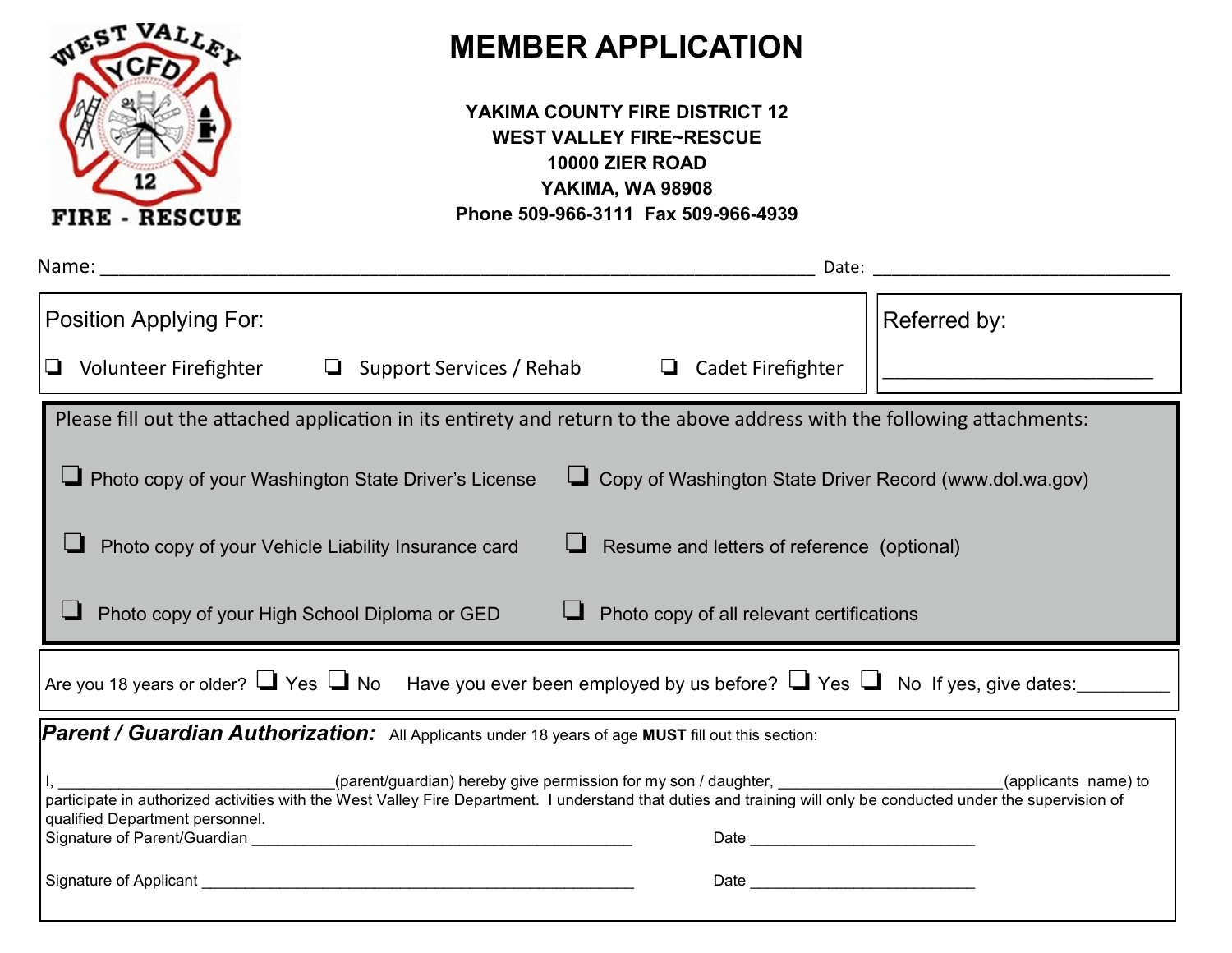# MEMBER APPLICATION

**YAKIMA COUNTY FIRE DISTRICT 12**
**WEST VALLEY FIRE~RESCUE**
**10000 ZIER ROAD**
**YAKIMA, WA 98908**
**Phone 509-966-3111 Fax 509-966-4939**

Name: ______________________________________________ Date: ____________________

**Position Applying For:**

- ❑ Volunteer Firefighter
- ❑ Support Services / Rehab
- ❑ Cadet Firefighter

**Referred by:** ____________________

Please fill out the attached application in its entirety and return to the above address with the following attachments:

- ❑ Photo copy of your Washington State Driver's License
- ❑ Copy of Washington State Driver Record (www.dol.wa.gov)
- ❑ Photo copy of your Vehicle Liability Insurance card
- ❑ Resume and letters of reference (optional)
- ❑ Photo copy of your High School Diploma or GED
- ❑ Photo copy of all relevant certifications

Are you 18 years or older? ❑ Yes ❑ No Have you ever been employed by us before? ❑ Yes ❑ No If yes, give dates:_________

***Parent / Guardian Authorization:*** All Applicants under 18 years of age **MUST** fill out this section:

I, ______________________________(parent/guardian) hereby give permission for my son / daughter, ________________________(applicants name) to participate in authorized activities with the West Valley Fire Department. I understand that duties and training will only be conducted under the supervision of qualified Department personnel.

Signature of Parent/Guardian ________________________________________ Date ________________________

Signature of Applicant ______________________________________________ Date ________________________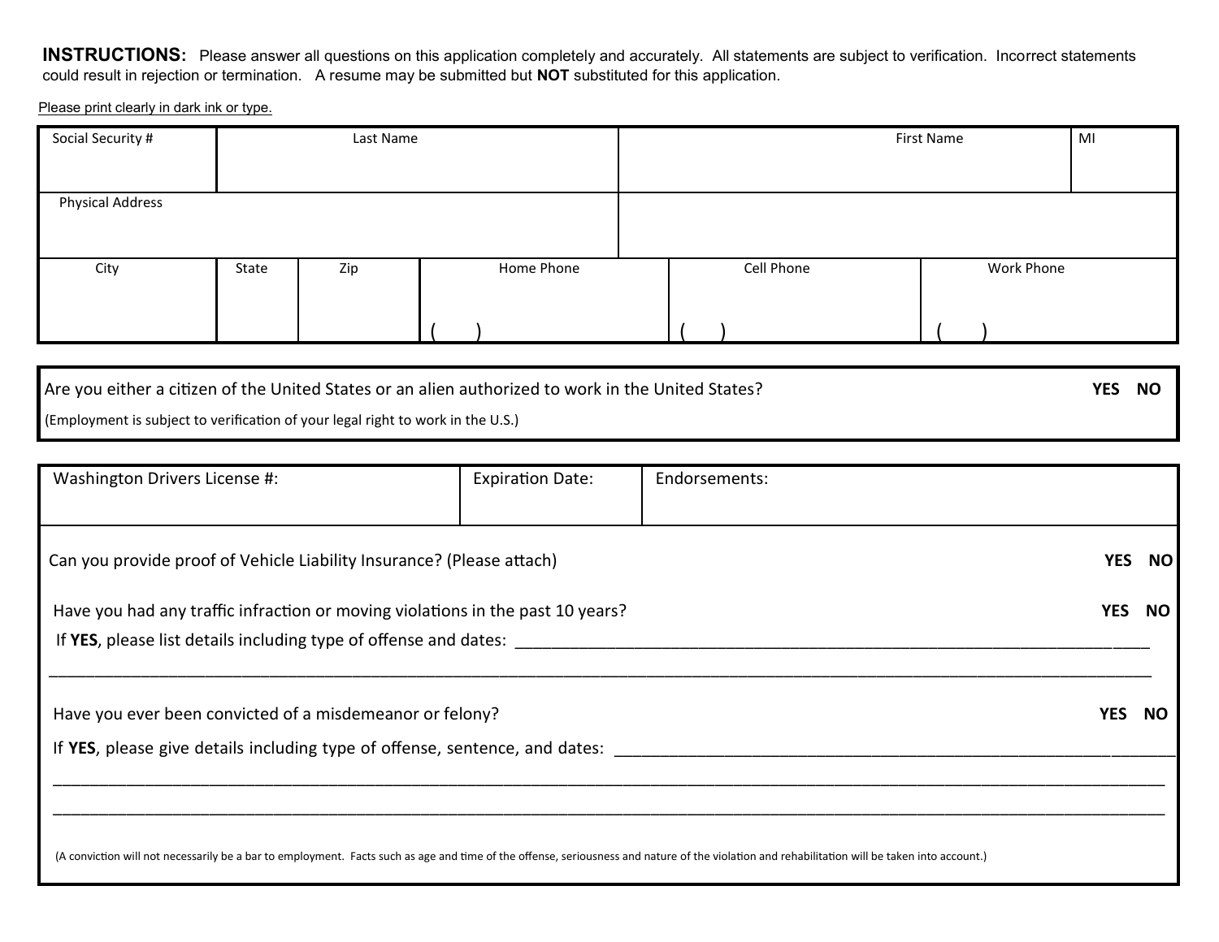**INSTRUCTIONS:** Please answer all questions on this application completely and accurately. All statements are subject to verification. Incorrect statements could result in rejection or termination. A resume may be submitted but **NOT** substituted for this application.

Please print clearly in dark ink or type.

| Social Security # | Last Name | | | First Name | | MI |
|---|---|---|---|---|---|---|
| Physical Address | | | | | | |
| City | State | Zip | Home Phone ( ) | Cell Phone ( ) | Work Phone ( ) | |

Are you either a citizen of the United States or an alien authorized to work in the United States? **YES NO**

(Employment is subject to verification of your legal right to work in the U.S.)

| Washington Drivers License #: | Expiration Date: | Endorsements: |
|---|---|---|
| | | |

Can you provide proof of Vehicle Liability Insurance? (Please attach) **YES NO**

Have you had any traffic infraction or moving violations in the past 10 years? **YES NO**

If **YES**, please list details including type of offense and dates: ____________________________________________

____________________________________________________________________________________________

Have you ever been convicted of a misdemeanor or felony? **YES NO**

If **YES**, please give details including type of offense, sentence, and dates: ____________________________________

____________________________________________________________________________________________

____________________________________________________________________________________________

(A conviction will not necessarily be a bar to employment. Facts such as age and time of the offense, seriousness and nature of the violation and rehabilitation will be taken into account.)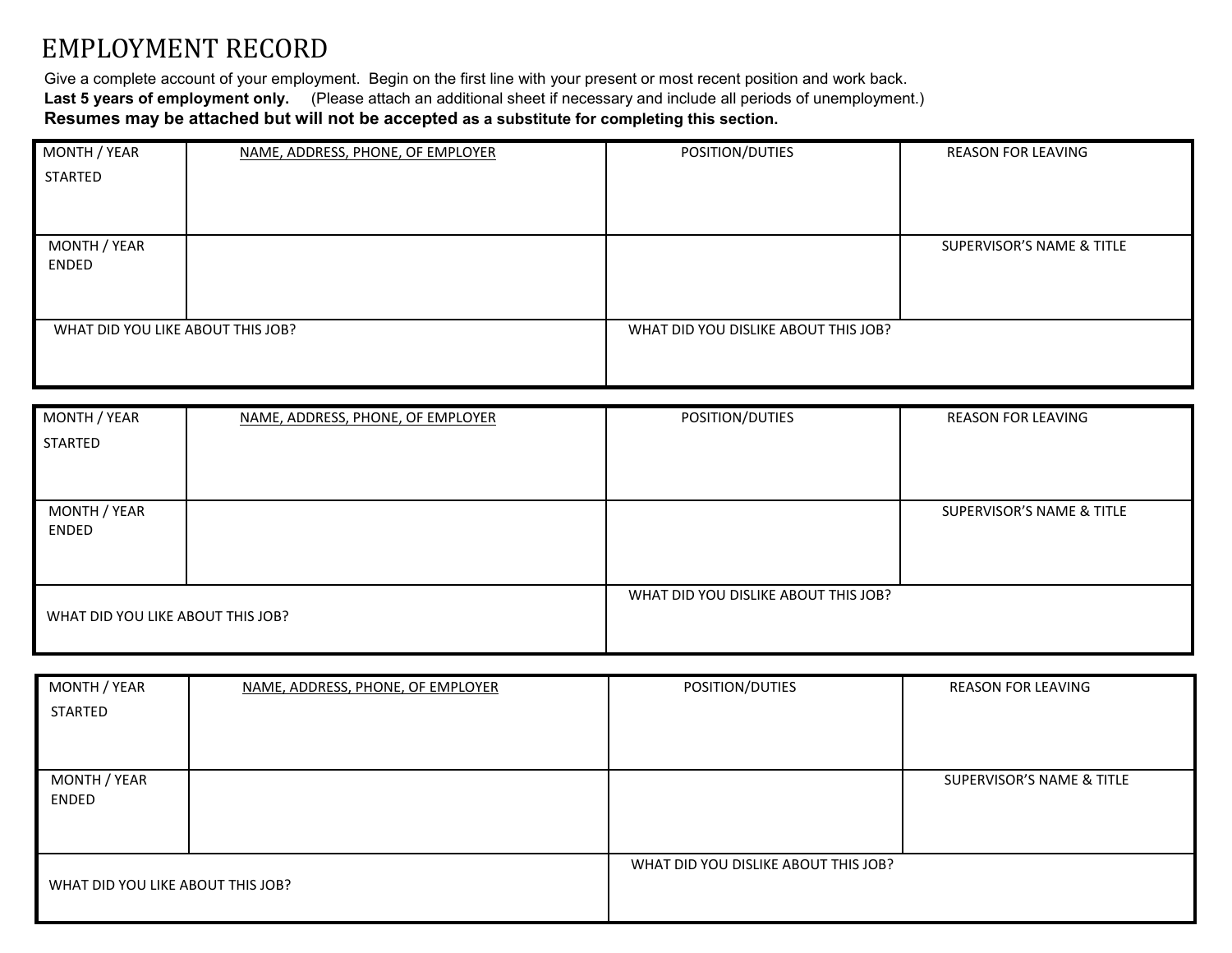# EMPLOYMENT RECORD

Give a complete account of your employment. Begin on the first line with your present or most recent position and work back.
**Last 5 years of employment only.** (Please attach an additional sheet if necessary and include all periods of unemployment.)
**Resumes may be attached but will not be accepted as a substitute for completing this section.**

| MONTH / YEAR STARTED | NAME, ADDRESS, PHONE, OF EMPLOYER | POSITION/DUTIES | REASON FOR LEAVING |
| --- | --- | --- | --- |
| MONTH / YEAR ENDED | | | SUPERVISOR'S NAME & TITLE |
| WHAT DID YOU LIKE ABOUT THIS JOB? | | WHAT DID YOU DISLIKE ABOUT THIS JOB? | |

| MONTH / YEAR STARTED | NAME, ADDRESS, PHONE, OF EMPLOYER | POSITION/DUTIES | REASON FOR LEAVING |
| --- | --- | --- | --- |
| MONTH / YEAR ENDED | | | SUPERVISOR'S NAME & TITLE |
| WHAT DID YOU LIKE ABOUT THIS JOB? | | WHAT DID YOU DISLIKE ABOUT THIS JOB? | |

| MONTH / YEAR STARTED | NAME, ADDRESS, PHONE, OF EMPLOYER | POSITION/DUTIES | REASON FOR LEAVING |
| --- | --- | --- | --- |
| MONTH / YEAR ENDED | | | SUPERVISOR'S NAME & TITLE |
| WHAT DID YOU LIKE ABOUT THIS JOB? | | WHAT DID YOU DISLIKE ABOUT THIS JOB? | |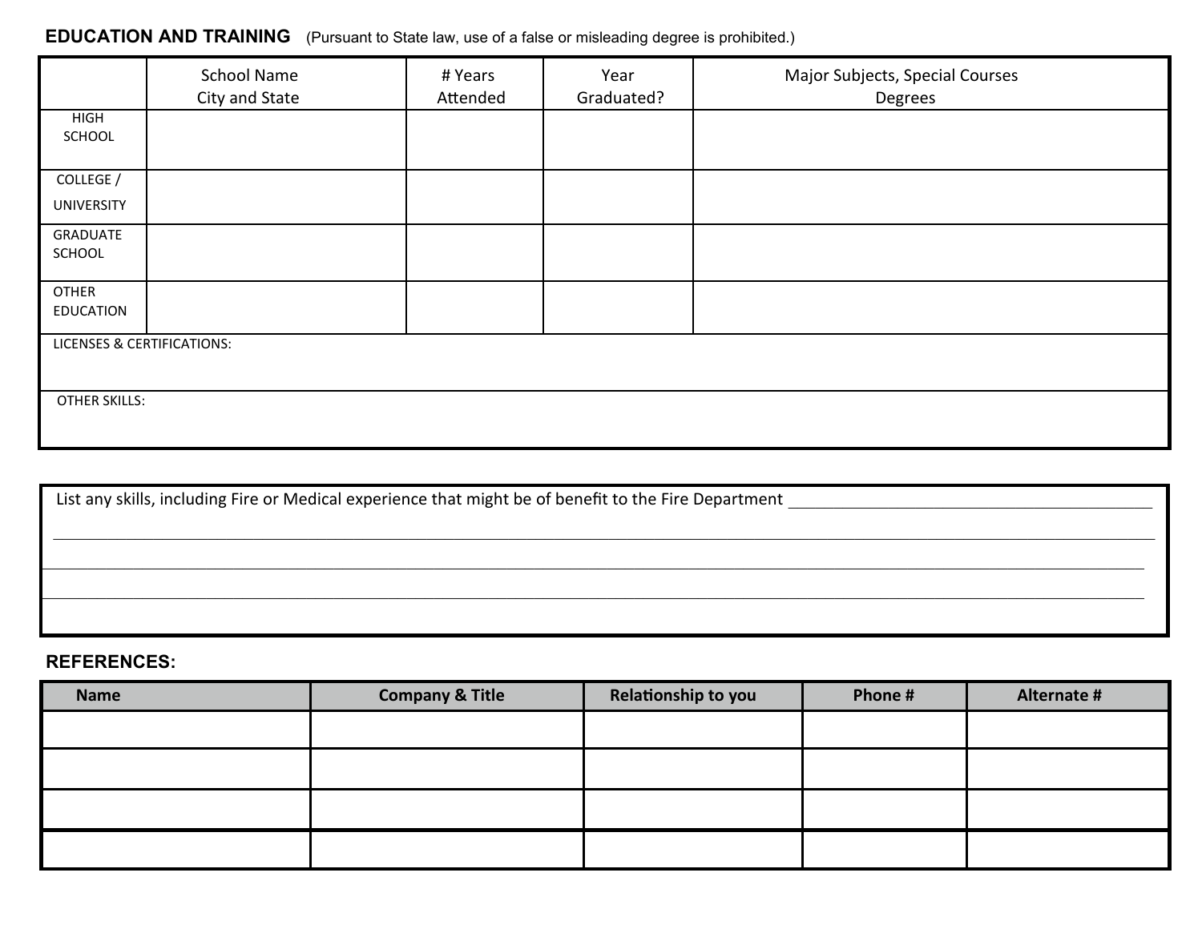## EDUCATION AND TRAINING (Pursuant to State law, use of a false or misleading degree is prohibited.)

| | School Name City and State | # Years Attended | Year Graduated? | Major Subjects, Special Courses Degrees |
|---|---|---|---|---|
| HIGH SCHOOL | | | | |
| COLLEGE / UNIVERSITY | | | | |
| GRADUATE SCHOOL | | | | |
| OTHER EDUCATION | | | | |

LICENSES & CERTIFICATIONS:

OTHER SKILLS:

List any skills, including Fire or Medical experience that might be of benefit to the Fire Department ______________________________________________

__________________________________________________________________________________________

__________________________________________________________________________________________

__________________________________________________________________________________________

## REFERENCES:

| Name | Company & Title | Relationship to you | Phone # | Alternate # |
|---|---|---|---|---|
| | | | | |
| | | | | |
| | | | | |
| | | | | |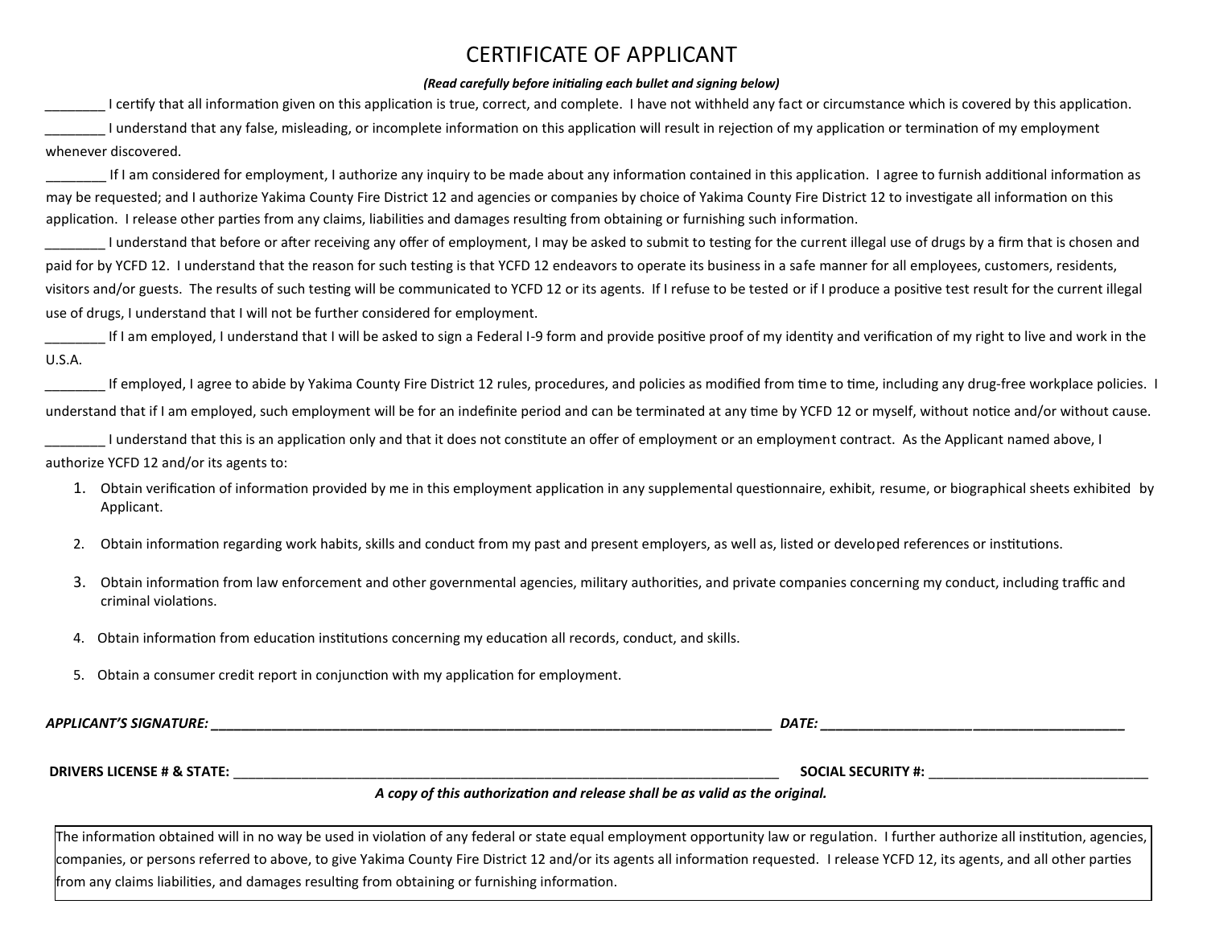# CERTIFICATE OF APPLICANT

***(Read carefully before initialing each bullet and signing below)***

________ I certify that all information given on this application is true, correct, and complete. I have not withheld any fact or circumstance which is covered by this application.

________ I understand that any false, misleading, or incomplete information on this application will result in rejection of my application or termination of my employment whenever discovered.

________ If I am considered for employment, I authorize any inquiry to be made about any information contained in this application. I agree to furnish additional information as may be requested; and I authorize Yakima County Fire District 12 and agencies or companies by choice of Yakima County Fire District 12 to investigate all information on this application. I release other parties from any claims, liabilities and damages resulting from obtaining or furnishing such information.

________ I understand that before or after receiving any offer of employment, I may be asked to submit to testing for the current illegal use of drugs by a firm that is chosen and paid for by YCFD 12. I understand that the reason for such testing is that YCFD 12 endeavors to operate its business in a safe manner for all employees, customers, residents, visitors and/or guests. The results of such testing will be communicated to YCFD 12 or its agents. If I refuse to be tested or if I produce a positive test result for the current illegal use of drugs, I understand that I will not be further considered for employment.

________ If I am employed, I understand that I will be asked to sign a Federal I-9 form and provide positive proof of my identity and verification of my right to live and work in the U.S.A.

________ If employed, I agree to abide by Yakima County Fire District 12 rules, procedures, and policies as modified from time to time, including any drug-free workplace policies. I understand that if I am employed, such employment will be for an indefinite period and can be terminated at any time by YCFD 12 or myself, without notice and/or without cause.

________ I understand that this is an application only and that it does not constitute an offer of employment or an employment contract. As the Applicant named above, I authorize YCFD 12 and/or its agents to:

1. Obtain verification of information provided by me in this employment application in any supplemental questionnaire, exhibit, resume, or biographical sheets exhibited by Applicant.
2. Obtain information regarding work habits, skills and conduct from my past and present employers, as well as, listed or developed references or institutions.
3. Obtain information from law enforcement and other governmental agencies, military authorities, and private companies concerning my conduct, including traffic and criminal violations.
4. Obtain information from education institutions concerning my education all records, conduct, and skills.
5. Obtain a consumer credit report in conjunction with my application for employment.

***APPLICANT'S SIGNATURE:*** ________________________________________ ***DATE:*** ______________________

**DRIVERS LICENSE # & STATE:** ________________________________________ **SOCIAL SECURITY #:** ______________________

***A copy of this authorization and release shall be as valid as the original.***

The information obtained will in no way be used in violation of any federal or state equal employment opportunity law or regulation. I further authorize all institution, agencies, companies, or persons referred to above, to give Yakima County Fire District 12 and/or its agents all information requested. I release YCFD 12, its agents, and all other parties from any claims liabilities, and damages resulting from obtaining or furnishing information.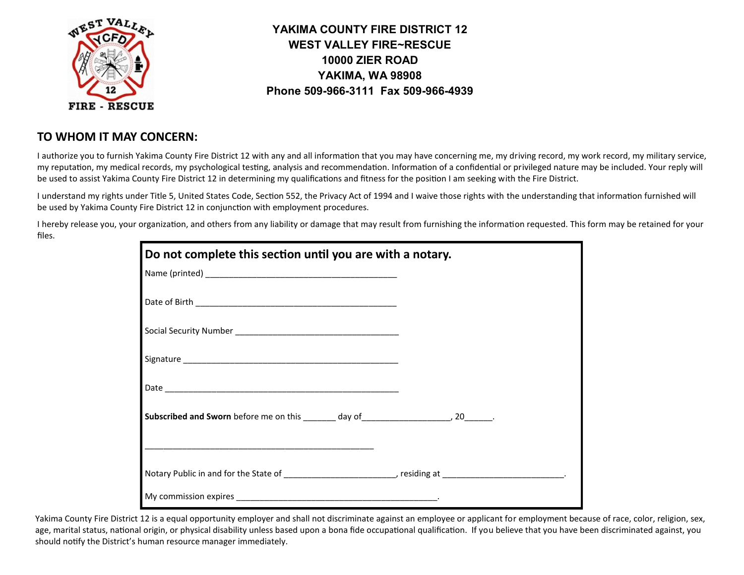**YAKIMA COUNTY FIRE DISTRICT 12**
**WEST VALLEY FIRE~RESCUE**
**10000 ZIER ROAD**
**YAKIMA, WA 98908**
**Phone 509-966-3111 Fax 509-966-4939**

## TO WHOM IT MAY CONCERN:

I authorize you to furnish Yakima County Fire District 12 with any and all information that you may have concerning me, my driving record, my work record, my military service, my reputation, my medical records, my psychological testing, analysis and recommendation. Information of a confidential or privileged nature may be included. Your reply will be used to assist Yakima County Fire District 12 in determining my qualifications and fitness for the position I am seeking with the Fire District.

I understand my rights under Title 5, United States Code, Section 552, the Privacy Act of 1994 and I waive those rights with the understanding that information furnished will be used by Yakima County Fire District 12 in conjunction with employment procedures.

I hereby release you, your organization, and others from any liability or damage that may result from furnishing the information requested. This form may be retained for your files.

### Do not complete this section until you are with a notary.

Name (printed) ________________________________________

Date of Birth ________________________________________

Social Security Number ________________________________________

Signature ________________________________________

Date ________________________________________

**Subscribed and Sworn** before me on this _______ day of__________________, 20______.

________________________________________

Notary Public in and for the State of _______________________, residing at _________________________.

My commission expires ________________________________________.

Yakima County Fire District 12 is a equal opportunity employer and shall not discriminate against an employee or applicant for employment because of race, color, religion, sex, age, marital status, national origin, or physical disability unless based upon a bona fide occupational qualification. If you believe that you have been discriminated against, you should notify the District's human resource manager immediately.